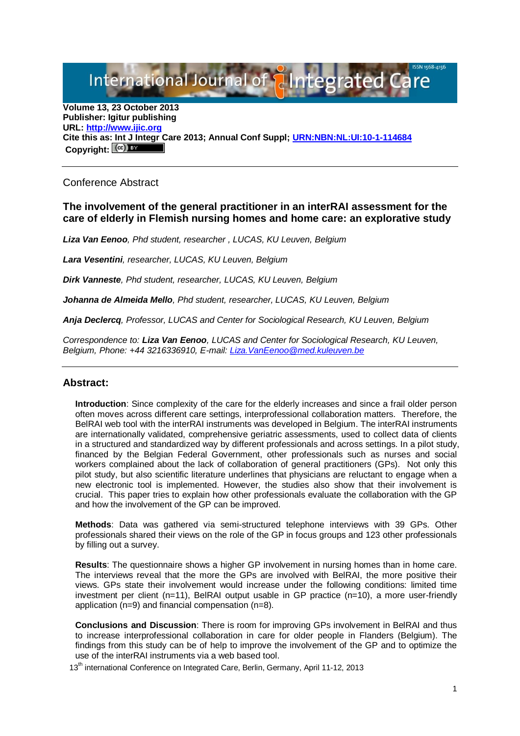**Volume 13, 23 October 2013**
**Publisher: Igitur publishing**
**URL: http://www.ijic.org**
**Cite this as: Int J Integr Care 2013; Annual Conf Suppl; URN:NBN:NL:UI:10-1-114684**
**Copyright:**

---

Conference Abstract

## The involvement of the general practitioner in an interRAI assessment for the care of elderly in Flemish nursing homes and home care: an explorative study

***Liza Van Eenoo**, Phd student, researcher , LUCAS, KU Leuven, Belgium*

***Lara Vesentini**, researcher, LUCAS, KU Leuven, Belgium*

***Dirk Vanneste**, Phd student, researcher, LUCAS, KU Leuven, Belgium*

***Johanna de Almeida Mello**, Phd student, researcher, LUCAS, KU Leuven, Belgium*

***Anja Declercq**, Professor, LUCAS and Center for Sociological Research, KU Leuven, Belgium*

*Correspondence to: **Liza Van Eenoo**, LUCAS and Center for Sociological Research, KU Leuven, Belgium, Phone: +44 3216336910, E-mail: Liza.VanEenoo@med.kuleuven.be*

---

### Abstract:

**Introduction**: Since complexity of the care for the elderly increases and since a frail older person often moves across different care settings, interprofessional collaboration matters. Therefore, the BelRAI web tool with the interRAI instruments was developed in Belgium. The interRAI instruments are internationally validated, comprehensive geriatric assessments, used to collect data of clients in a structured and standardized way by different professionals and across settings. In a pilot study, financed by the Belgian Federal Government, other professionals such as nurses and social workers complained about the lack of collaboration of general practitioners (GPs). Not only this pilot study, but also scientific literature underlines that physicians are reluctant to engage when a new electronic tool is implemented. However, the studies also show that their involvement is crucial. This paper tries to explain how other professionals evaluate the collaboration with the GP and how the involvement of the GP can be improved.

**Methods**: Data was gathered via semi-structured telephone interviews with 39 GPs. Other professionals shared their views on the role of the GP in focus groups and 123 other professionals by filling out a survey.

**Results**: The questionnaire shows a higher GP involvement in nursing homes than in home care. The interviews reveal that the more the GPs are involved with BelRAI, the more positive their views. GPs state their involvement would increase under the following conditions: limited time investment per client (n=11), BelRAI output usable in GP practice (n=10), a more user-friendly application (n=9) and financial compensation (n=8).

**Conclusions and Discussion**: There is room for improving GPs involvement in BelRAI and thus to increase interprofessional collaboration in care for older people in Flanders (Belgium). The findings from this study can be of help to improve the involvement of the GP and to optimize the use of the interRAI instruments via a web based tool.

13th international Conference on Integrated Care, Berlin, Germany, April 11-12, 2013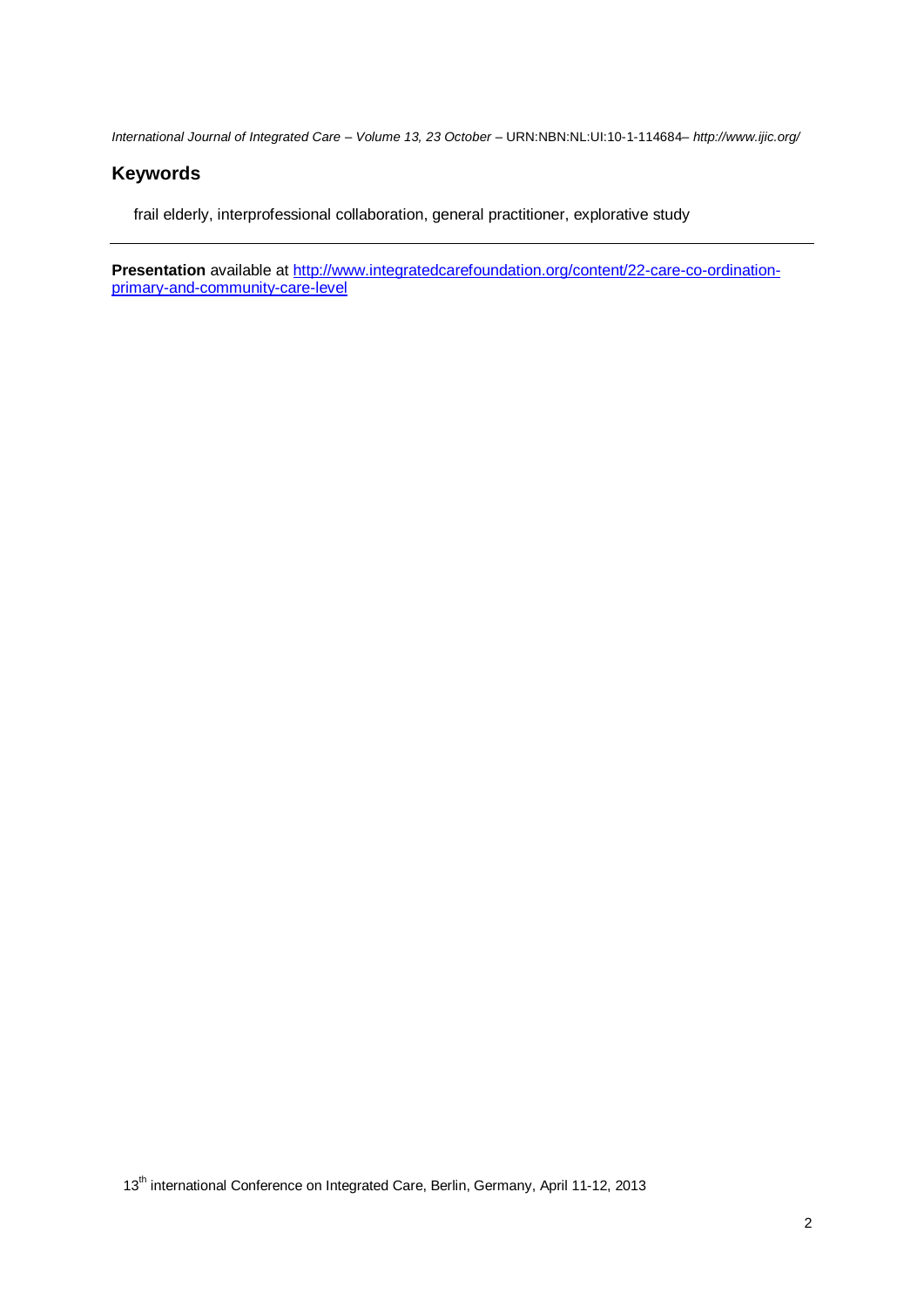## Keywords

frail elderly, interprofessional collaboration, general practitioner, explorative study

---

**Presentation** available at [http://www.integratedcarefoundation.org/content/22-care-co-ordination-primary-and-community-care-level](http://www.integratedcarefoundation.org/content/22-care-co-ordination-primary-and-community-care-level)